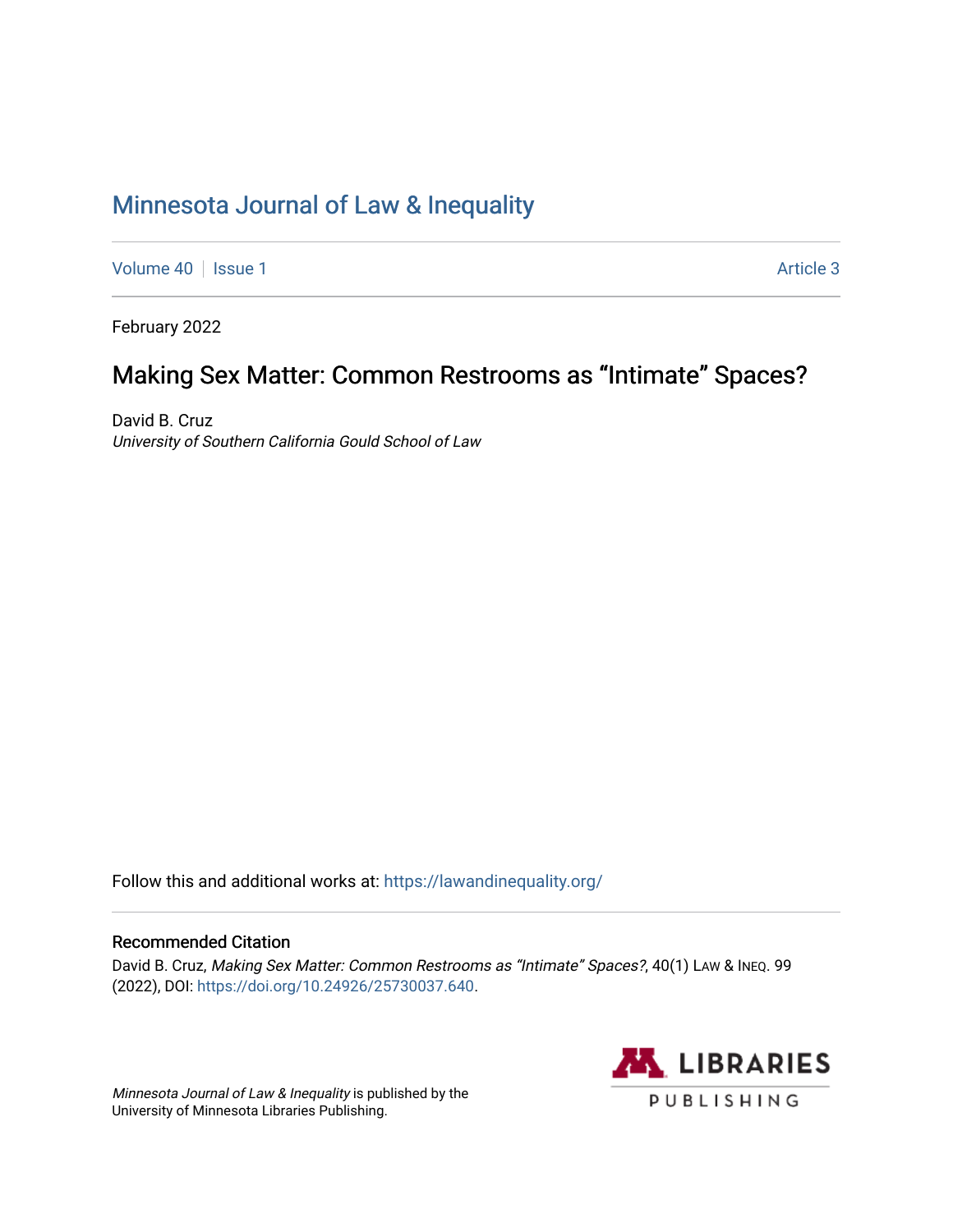# Minnesota Journal of Law & Inequality

Volume 40 | Issue 1 | Article 3

February 2022

## Making Sex Matter: Common Restrooms as "Intimate" Spaces?

David B. Cruz
*University of Southern California Gould School of Law*

Follow this and additional works at: https://lawandinequality.org/

### Recommended Citation

David B. Cruz, *Making Sex Matter: Common Restrooms as "Intimate" Spaces?*, 40(1) LAW & INEQ. 99 (2022), DOI: https://doi.org/10.24926/25730037.640.

*Minnesota Journal of Law & Inequality* is published by the University of Minnesota Libraries Publishing.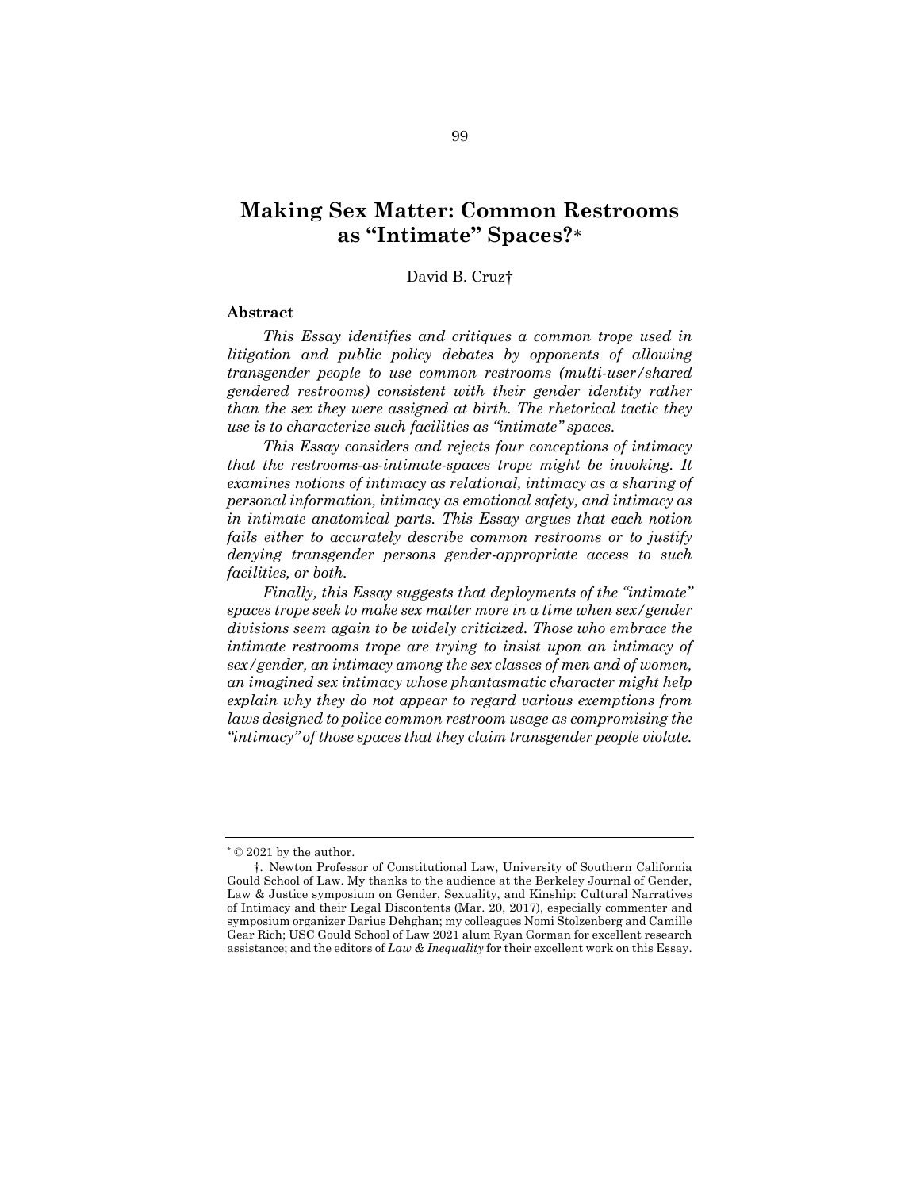# Making Sex Matter: Common Restrooms as "Intimate" Spaces?*

David B. Cruz†

### Abstract

*This Essay identifies and critiques a common trope used in litigation and public policy debates by opponents of allowing transgender people to use common restrooms (multi-user/shared gendered restrooms) consistent with their gender identity rather than the sex they were assigned at birth. The rhetorical tactic they use is to characterize such facilities as "intimate" spaces.*

*This Essay considers and rejects four conceptions of intimacy that the restrooms-as-intimate-spaces trope might be invoking. It examines notions of intimacy as relational, intimacy as a sharing of personal information, intimacy as emotional safety, and intimacy as in intimate anatomical parts. This Essay argues that each notion fails either to accurately describe common restrooms or to justify denying transgender persons gender-appropriate access to such facilities, or both.*

*Finally, this Essay suggests that deployments of the "intimate" spaces trope seek to make sex matter more in a time when sex/gender divisions seem again to be widely criticized. Those who embrace the intimate restrooms trope are trying to insist upon an intimacy of sex/gender, an intimacy among the sex classes of men and of women, an imagined sex intimacy whose phantasmatic character might help explain why they do not appear to regard various exemptions from laws designed to police common restroom usage as compromising the "intimacy" of those spaces that they claim transgender people violate.*

---

\* © 2021 by the author.

†. Newton Professor of Constitutional Law, University of Southern California Gould School of Law. My thanks to the audience at the Berkeley Journal of Gender, Law & Justice symposium on Gender, Sexuality, and Kinship: Cultural Narratives of Intimacy and their Legal Discontents (Mar. 20, 2017), especially commenter and symposium organizer Darius Dehghan; my colleagues Nomi Stolzenberg and Camille Gear Rich; USC Gould School of Law 2021 alum Ryan Gorman for excellent research assistance; and the editors of *Law & Inequality* for their excellent work on this Essay.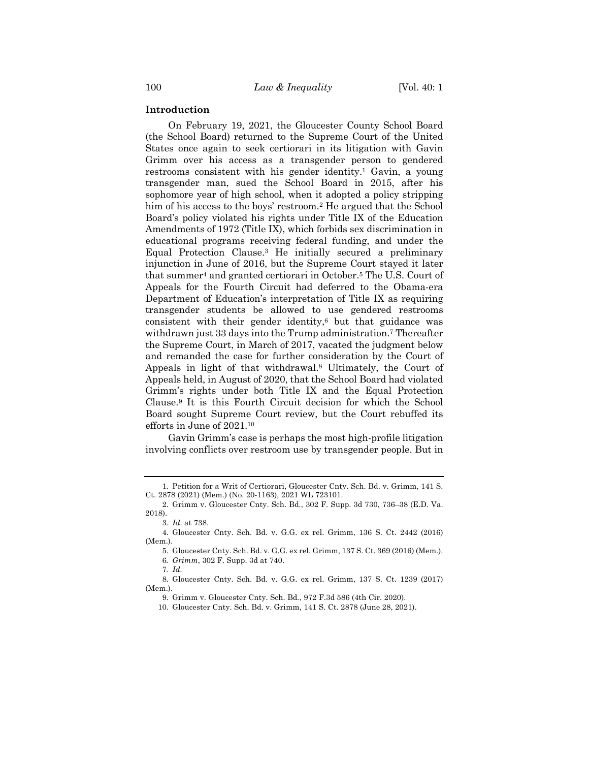## Introduction

On February 19, 2021, the Gloucester County School Board (the School Board) returned to the Supreme Court of the United States once again to seek certiorari in its litigation with Gavin Grimm over his access as a transgender person to gendered restrooms consistent with his gender identity.[1] Gavin, a young transgender man, sued the School Board in 2015, after his sophomore year of high school, when it adopted a policy stripping him of his access to the boys' restroom.[2] He argued that the School Board's policy violated his rights under Title IX of the Education Amendments of 1972 (Title IX), which forbids sex discrimination in educational programs receiving federal funding, and under the Equal Protection Clause.[3] He initially secured a preliminary injunction in June of 2016, but the Supreme Court stayed it later that summer[4] and granted certiorari in October.[5] The U.S. Court of Appeals for the Fourth Circuit had deferred to the Obama-era Department of Education's interpretation of Title IX as requiring transgender students be allowed to use gendered restrooms consistent with their gender identity,[6] but that guidance was withdrawn just 33 days into the Trump administration.[7] Thereafter the Supreme Court, in March of 2017, vacated the judgment below and remanded the case for further consideration by the Court of Appeals in light of that withdrawal.[8] Ultimately, the Court of Appeals held, in August of 2020, that the School Board had violated Grimm's rights under both Title IX and the Equal Protection Clause.[9] It is this Fourth Circuit decision for which the School Board sought Supreme Court review, but the Court rebuffed its efforts in June of 2021.[10]

Gavin Grimm's case is perhaps the most high-profile litigation involving conflicts over restroom use by transgender people. But in

---

1. Petition for a Writ of Certiorari, Gloucester Cnty. Sch. Bd. v. Grimm, 141 S. Ct. 2878 (2021) (Mem.) (No. 20-1163), 2021 WL 723101.
2. Grimm v. Gloucester Cnty. Sch. Bd., 302 F. Supp. 3d 730, 736–38 (E.D. Va. 2018).
3. *Id.* at 738.
4. Gloucester Cnty. Sch. Bd. v. G.G. ex rel. Grimm, 136 S. Ct. 2442 (2016) (Mem.).
5. Gloucester Cnty. Sch. Bd. v. G.G. ex rel. Grimm, 137 S. Ct. 369 (2016) (Mem.).
6. *Grimm*, 302 F. Supp. 3d at 740.
7. *Id.*
8. Gloucester Cnty. Sch. Bd. v. G.G. ex rel. Grimm, 137 S. Ct. 1239 (2017) (Mem.).
9. Grimm v. Gloucester Cnty. Sch. Bd., 972 F.3d 586 (4th Cir. 2020).
10. Gloucester Cnty. Sch. Bd. v. Grimm, 141 S. Ct. 2878 (June 28, 2021).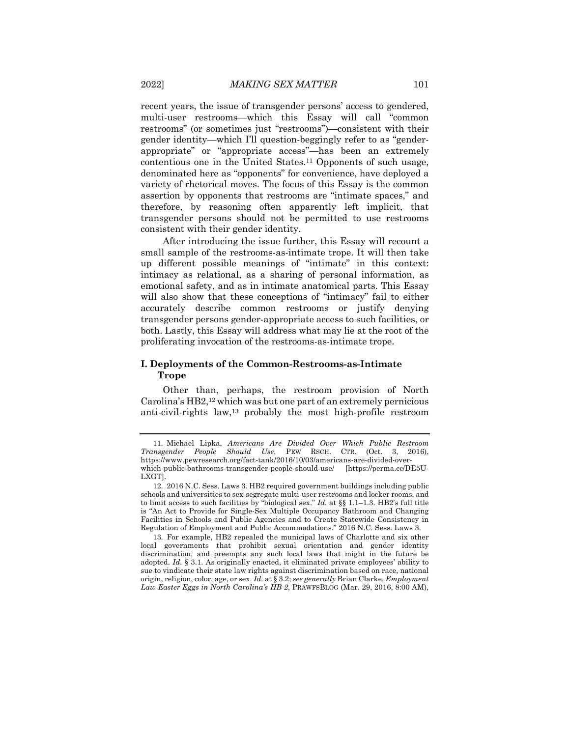recent years, the issue of transgender persons' access to gendered, multi-user restrooms—which this Essay will call "common restrooms" (or sometimes just "restrooms")—consistent with their gender identity—which I'll question-beggingly refer to as "gender-appropriate" or "appropriate access"—has been an extremely contentious one in the United States.[11] Opponents of such usage, denominated here as "opponents" for convenience, have deployed a variety of rhetorical moves. The focus of this Essay is the common assertion by opponents that restrooms are "intimate spaces," and therefore, by reasoning often apparently left implicit, that transgender persons should not be permitted to use restrooms consistent with their gender identity.

After introducing the issue further, this Essay will recount a small sample of the restrooms-as-intimate trope. It will then take up different possible meanings of "intimate" in this context: intimacy as relational, as a sharing of personal information, as emotional safety, and as in intimate anatomical parts. This Essay will also show that these conceptions of "intimacy" fail to either accurately describe common restrooms or justify denying transgender persons gender-appropriate access to such facilities, or both. Lastly, this Essay will address what may lie at the root of the proliferating invocation of the restrooms-as-intimate trope.

## I. Deployments of the Common-Restrooms-as-Intimate Trope

Other than, perhaps, the restroom provision of North Carolina's HB2,[12] which was but one part of an extremely pernicious anti-civil-rights law,[13] probably the most high-profile restroom

---

11. Michael Lipka, *Americans Are Divided Over Which Public Restroom Transgender People Should Use*, PEW RSCH. CTR. (Oct. 3, 2016), https://www.pewresearch.org/fact-tank/2016/10/03/americans-are-divided-over-which-public-bathrooms-transgender-people-should-use/ [https://perma.cc/DE5U-LXGT].

12. 2016 N.C. Sess. Laws 3. HB2 required government buildings including public schools and universities to sex-segregate multi-user restrooms and locker rooms, and to limit access to such facilities by "biological sex." *Id.* at §§ 1.1–1.3. HB2's full title is "An Act to Provide for Single-Sex Multiple Occupancy Bathroom and Changing Facilities in Schools and Public Agencies and to Create Statewide Consistency in Regulation of Employment and Public Accommodations." 2016 N.C. Sess. Laws 3.

13. For example, HB2 repealed the municipal laws of Charlotte and six other local governments that prohibit sexual orientation and gender identity discrimination, and preempts any such local laws that might in the future be adopted. *Id.* § 3.1. As originally enacted, it eliminated private employees' ability to sue to vindicate their state law rights against discrimination based on race, national origin, religion, color, age, or sex. *Id.* at § 3.2; *see generally* Brian Clarke, *Employment Law Easter Eggs in North Carolina's HB 2*, PRAWFSBLOG (Mar. 29, 2016, 8:00 AM),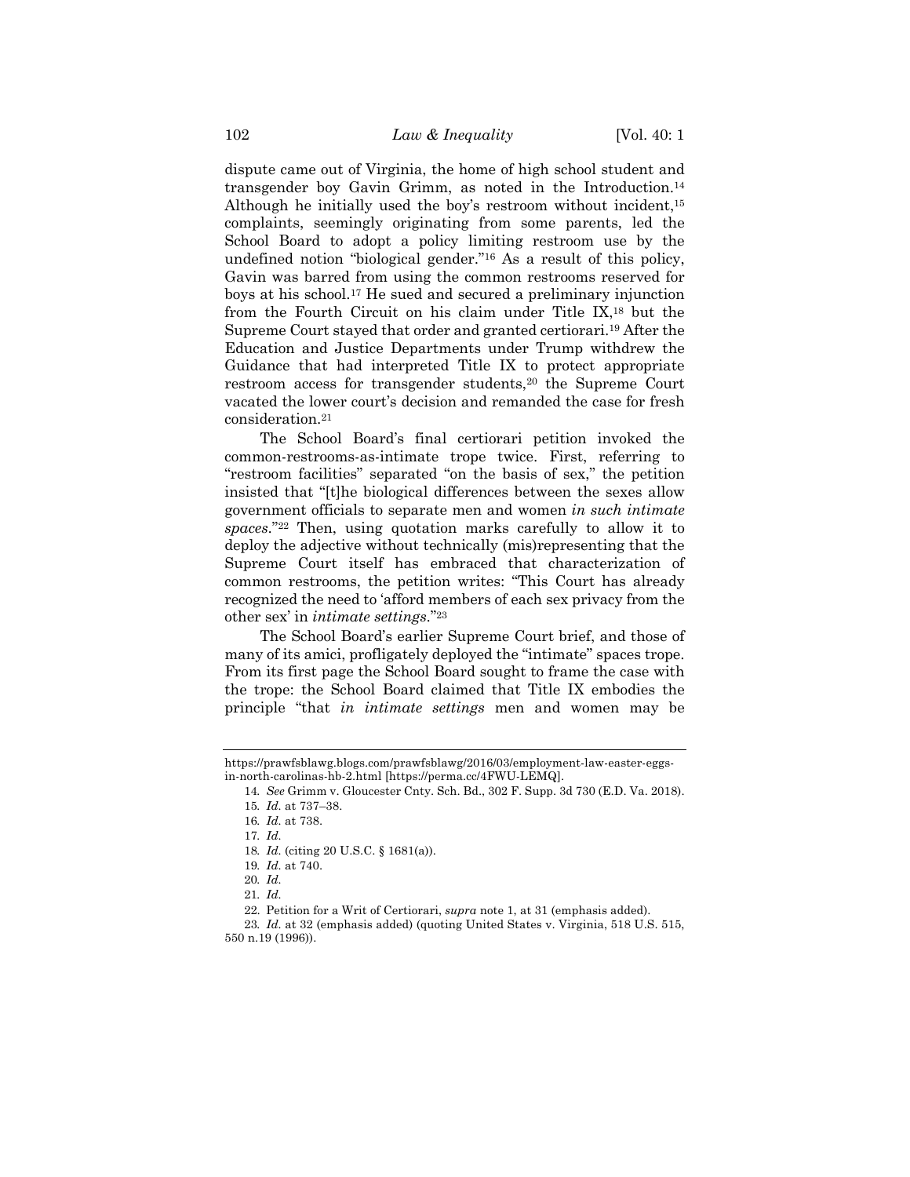dispute came out of Virginia, the home of high school student and transgender boy Gavin Grimm, as noted in the Introduction.[14] Although he initially used the boy's restroom without incident,[15] complaints, seemingly originating from some parents, led the School Board to adopt a policy limiting restroom use by the undefined notion "biological gender."[16] As a result of this policy, Gavin was barred from using the common restrooms reserved for boys at his school.[17] He sued and secured a preliminary injunction from the Fourth Circuit on his claim under Title IX,[18] but the Supreme Court stayed that order and granted certiorari.[19] After the Education and Justice Departments under Trump withdrew the Guidance that had interpreted Title IX to protect appropriate restroom access for transgender students,[20] the Supreme Court vacated the lower court's decision and remanded the case for fresh consideration.[21]

The School Board's final certiorari petition invoked the common-restrooms-as-intimate trope twice. First, referring to "restroom facilities" separated "on the basis of sex," the petition insisted that "[t]he biological differences between the sexes allow government officials to separate men and women *in such intimate spaces*."[22] Then, using quotation marks carefully to allow it to deploy the adjective without technically (mis)representing that the Supreme Court itself has embraced that characterization of common restrooms, the petition writes: "This Court has already recognized the need to 'afford members of each sex privacy from the other sex' in *intimate settings*."[23]

The School Board's earlier Supreme Court brief, and those of many of its amici, profligately deployed the "intimate" spaces trope. From its first page the School Board sought to frame the case with the trope: the School Board claimed that Title IX embodies the principle "that *in intimate settings* men and women may be

---

https://prawfsblawg.blogs.com/prawfsblawg/2016/03/employment-law-easter-eggs-in-north-carolinas-hb-2.html [https://perma.cc/4FWU-LEMQ].

14. *See* Grimm v. Gloucester Cnty. Sch. Bd., 302 F. Supp. 3d 730 (E.D. Va. 2018).

15. *Id.* at 737–38.

16. *Id.* at 738.

17. *Id.*

18. *Id.* (citing 20 U.S.C. § 1681(a)).

19. *Id.* at 740.

20. *Id.*

21. *Id.*

22. Petition for a Writ of Certiorari, *supra* note 1, at 31 (emphasis added).

23. *Id.* at 32 (emphasis added) (quoting United States v. Virginia, 518 U.S. 515, 550 n.19 (1996)).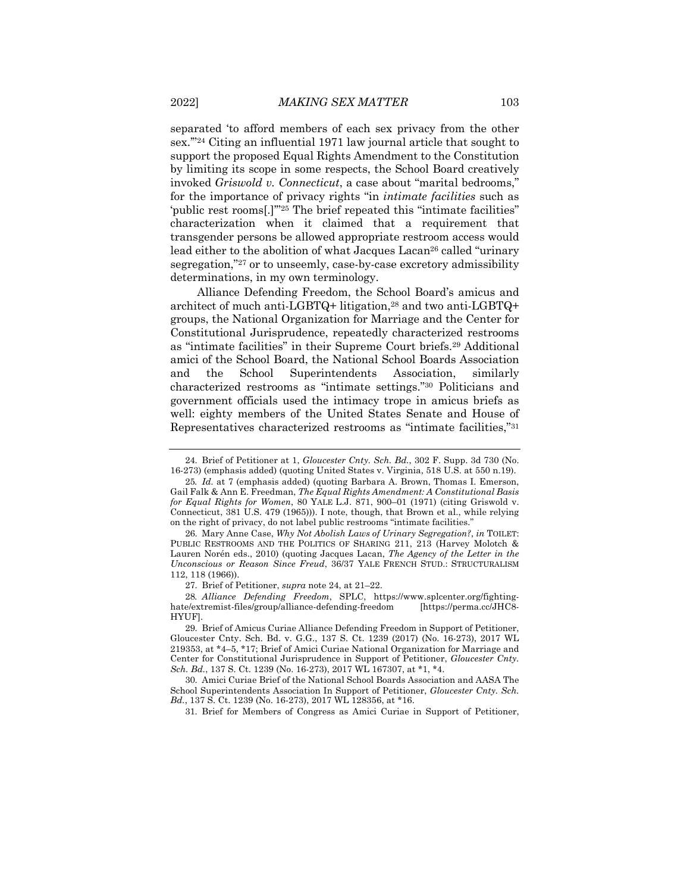separated 'to afford members of each sex privacy from the other sex.'"[24] Citing an influential 1971 law journal article that sought to support the proposed Equal Rights Amendment to the Constitution by limiting its scope in some respects, the School Board creatively invoked *Griswold v. Connecticut*, a case about "marital bedrooms," for the importance of privacy rights "in *intimate facilities* such as 'public rest rooms[.]'"[25] The brief repeated this "intimate facilities" characterization when it claimed that a requirement that transgender persons be allowed appropriate restroom access would lead either to the abolition of what Jacques Lacan[26] called "urinary segregation,"[27] or to unseemly, case-by-case excretory admissibility determinations, in my own terminology.

Alliance Defending Freedom, the School Board's amicus and architect of much anti-LGBTQ+ litigation,[28] and two anti-LGBTQ+ groups, the National Organization for Marriage and the Center for Constitutional Jurisprudence, repeatedly characterized restrooms as "intimate facilities" in their Supreme Court briefs.[29] Additional amici of the School Board, the National School Boards Association and the School Superintendents Association, similarly characterized restrooms as "intimate settings."[30] Politicians and government officials used the intimacy trope in amicus briefs as well: eighty members of the United States Senate and House of Representatives characterized restrooms as "intimate facilities,"[31]

---

24. Brief of Petitioner at 1, *Gloucester Cnty. Sch. Bd.*, 302 F. Supp. 3d 730 (No. 16-273) (emphasis added) (quoting United States v. Virginia, 518 U.S. at 550 n.19).

25. *Id.* at 7 (emphasis added) (quoting Barbara A. Brown, Thomas I. Emerson, Gail Falk & Ann E. Freedman, *The Equal Rights Amendment: A Constitutional Basis for Equal Rights for Women*, 80 YALE L.J. 871, 900–01 (1971) (citing Griswold v. Connecticut, 381 U.S. 479 (1965))). I note, though, that Brown et al., while relying on the right of privacy, do not label public restrooms "intimate facilities."

26. Mary Anne Case, *Why Not Abolish Laws of Urinary Segregation?*, *in* TOILET: PUBLIC RESTROOMS AND THE POLITICS OF SHARING 211, 213 (Harvey Molotch & Lauren Norén eds., 2010) (quoting Jacques Lacan, *The Agency of the Letter in the Unconscious or Reason Since Freud*, 36/37 YALE FRENCH STUD.: STRUCTURALISM 112, 118 (1966)).

27. Brief of Petitioner, *supra* note 24, at 21–22.

28. *Alliance Defending Freedom*, SPLC, https://www.splcenter.org/fighting-hate/extremist-files/group/alliance-defending-freedom [https://perma.cc/JHC8-HYUF].

29. Brief of Amicus Curiae Alliance Defending Freedom in Support of Petitioner, Gloucester Cnty. Sch. Bd. v. G.G., 137 S. Ct. 1239 (2017) (No. 16-273), 2017 WL 219353, at \*4–5, \*17; Brief of Amici Curiae National Organization for Marriage and Center for Constitutional Jurisprudence in Support of Petitioner, *Gloucester Cnty. Sch. Bd.*, 137 S. Ct. 1239 (No. 16-273), 2017 WL 167307, at \*1, \*4.

30. Amici Curiae Brief of the National School Boards Association and AASA The School Superintendents Association In Support of Petitioner, *Gloucester Cnty. Sch. Bd.*, 137 S. Ct. 1239 (No. 16-273), 2017 WL 128356, at \*16.

31. Brief for Members of Congress as Amici Curiae in Support of Petitioner,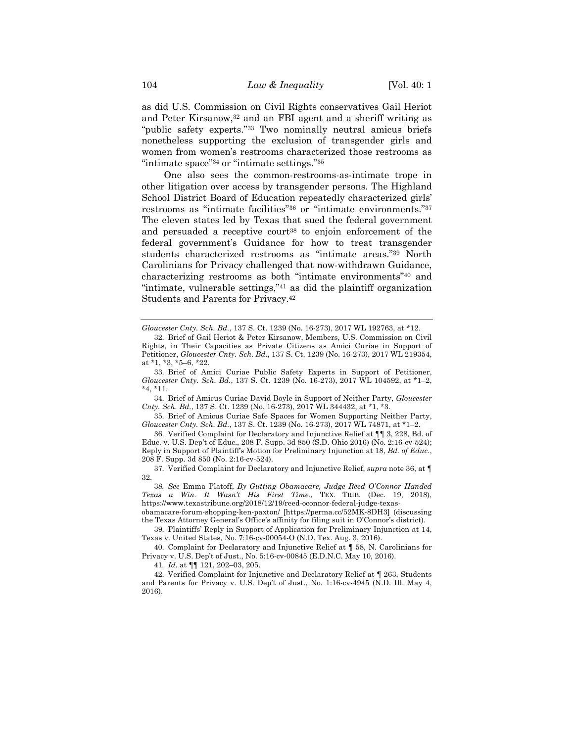as did U.S. Commission on Civil Rights conservatives Gail Heriot and Peter Kirsanow,[32] and an FBI agent and a sheriff writing as "public safety experts."[33] Two nominally neutral amicus briefs nonetheless supporting the exclusion of transgender girls and women from women's restrooms characterized those restrooms as "intimate space"[34] or "intimate settings."[35]

One also sees the common-restrooms-as-intimate trope in other litigation over access by transgender persons. The Highland School District Board of Education repeatedly characterized girls' restrooms as "intimate facilities"[36] or "intimate environments."[37] The eleven states led by Texas that sued the federal government and persuaded a receptive court[38] to enjoin enforcement of the federal government's Guidance for how to treat transgender students characterized restrooms as "intimate areas."[39] North Carolinians for Privacy challenged that now-withdrawn Guidance, characterizing restrooms as both "intimate environments"[40] and "intimate, vulnerable settings,"[41] as did the plaintiff organization Students and Parents for Privacy.[42]

---

*Gloucester Cnty. Sch. Bd.*, 137 S. Ct. 1239 (No. 16-273), 2017 WL 192763, at *12.

32. Brief of Gail Heriot & Peter Kirsanow, Members, U.S. Commission on Civil Rights, in Their Capacities as Private Citizens as Amici Curiae in Support of Petitioner, *Gloucester Cnty. Sch. Bd.*, 137 S. Ct. 1239 (No. 16-273), 2017 WL 219354, at *1, *3, *5–6, *22.

33. Brief of Amici Curiae Public Safety Experts in Support of Petitioner, *Gloucester Cnty. Sch. Bd.*, 137 S. Ct. 1239 (No. 16-273), 2017 WL 104592, at *1–2, *4, *11.

34. Brief of Amicus Curiae David Boyle in Support of Neither Party, *Gloucester Cnty. Sch. Bd.*, 137 S. Ct. 1239 (No. 16-273), 2017 WL 344432, at *1, *3.

35. Brief of Amicus Curiae Safe Spaces for Women Supporting Neither Party, *Gloucester Cnty. Sch. Bd.*, 137 S. Ct. 1239 (No. 16-273), 2017 WL 74871, at *1–2.

36. Verified Complaint for Declaratory and Injunctive Relief at ¶¶ 3, 228, Bd. of Educ. v. U.S. Dep't of Educ., 208 F. Supp. 3d 850 (S.D. Ohio 2016) (No. 2:16-cv-524); Reply in Support of Plaintiff's Motion for Preliminary Injunction at 18, *Bd. of Educ.*, 208 F. Supp. 3d 850 (No. 2:16-cv-524).

37. Verified Complaint for Declaratory and Injunctive Relief, *supra* note 36, at ¶ 32.

38. *See* Emma Platoff, *By Gutting Obamacare, Judge Reed O'Connor Handed Texas a Win. It Wasn't His First Time.*, TEX. TRIB. (Dec. 19, 2018), https://www.texastribune.org/2018/12/19/reed-oconnor-federal-judge-texas-obamacare-forum-shopping-ken-paxton/ [https://perma.cc/52MK-8DH3] (discussing the Texas Attorney General's Office's affinity for filing suit in O'Connor's district).

39. Plaintiffs' Reply in Support of Application for Preliminary Injunction at 14, Texas v. United States, No. 7:16-cv-00054-O (N.D. Tex. Aug. 3, 2016).

40. Complaint for Declaratory and Injunctive Relief at ¶ 58, N. Carolinians for Privacy v. U.S. Dep't of Just., No. 5:16-cv-00845 (E.D.N.C. May 10, 2016).

41. *Id.* at ¶¶ 121, 202–03, 205.

42. Verified Complaint for Injunctive and Declaratory Relief at ¶ 263, Students and Parents for Privacy v. U.S. Dep't of Just., No. 1:16-cv-4945 (N.D. Ill. May 4, 2016).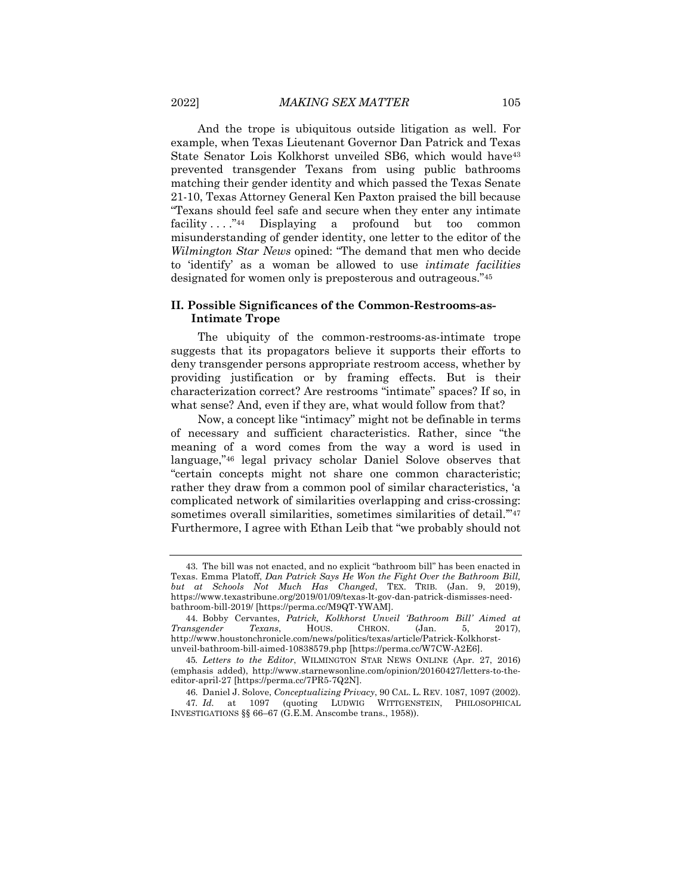And the trope is ubiquitous outside litigation as well. For example, when Texas Lieutenant Governor Dan Patrick and Texas State Senator Lois Kolkhorst unveiled SB6, which would have[43] prevented transgender Texans from using public bathrooms matching their gender identity and which passed the Texas Senate 21-10, Texas Attorney General Ken Paxton praised the bill because "Texans should feel safe and secure when they enter any intimate facility . . . ."[44] Displaying a profound but too common misunderstanding of gender identity, one letter to the editor of the *Wilmington Star News* opined: "The demand that men who decide to 'identify' as a woman be allowed to use *intimate facilities* designated for women only is preposterous and outrageous."[45]

## II. Possible Significances of the Common-Restrooms-as-Intimate Trope

The ubiquity of the common-restrooms-as-intimate trope suggests that its propagators believe it supports their efforts to deny transgender persons appropriate restroom access, whether by providing justification or by framing effects. But is their characterization correct? Are restrooms "intimate" spaces? If so, in what sense? And, even if they are, what would follow from that?

Now, a concept like "intimacy" might not be definable in terms of necessary and sufficient characteristics. Rather, since "the meaning of a word comes from the way a word is used in language,"[46] legal privacy scholar Daniel Solove observes that "certain concepts might not share one common characteristic; rather they draw from a common pool of similar characteristics, 'a complicated network of similarities overlapping and criss-crossing: sometimes overall similarities, sometimes similarities of detail.'"[47] Furthermore, I agree with Ethan Leib that "we probably should not

---

43. The bill was not enacted, and no explicit "bathroom bill" has been enacted in Texas. Emma Platoff, *Dan Patrick Says He Won the Fight Over the Bathroom Bill, but at Schools Not Much Has Changed*, TEX. TRIB. (Jan. 9, 2019), https://www.texastribune.org/2019/01/09/texas-lt-gov-dan-patrick-dismisses-need-bathroom-bill-2019/ [https://perma.cc/M9QT-YWAM].

44. Bobby Cervantes, *Patrick, Kolkhorst Unveil 'Bathroom Bill' Aimed at Transgender Texans*, HOUS. CHRON. (Jan. 5, 2017), http://www.houstonchronicle.com/news/politics/texas/article/Patrick-Kolkhorst-unveil-bathroom-bill-aimed-10838579.php [https://perma.cc/W7CW-A2E6].

45. *Letters to the Editor*, WILMINGTON STAR NEWS ONLINE (Apr. 27, 2016) (emphasis added), http://www.starnewsonline.com/opinion/20160427/letters-to-the-editor-april-27 [https://perma.cc/7PR5-7Q2N].

46. Daniel J. Solove, *Conceptualizing Privacy*, 90 CAL. L. REV. 1087, 1097 (2002).

47. *Id.* at 1097 (quoting LUDWIG WITTGENSTEIN, PHILOSOPHICAL INVESTIGATIONS §§ 66–67 (G.E.M. Anscombe trans., 1958)).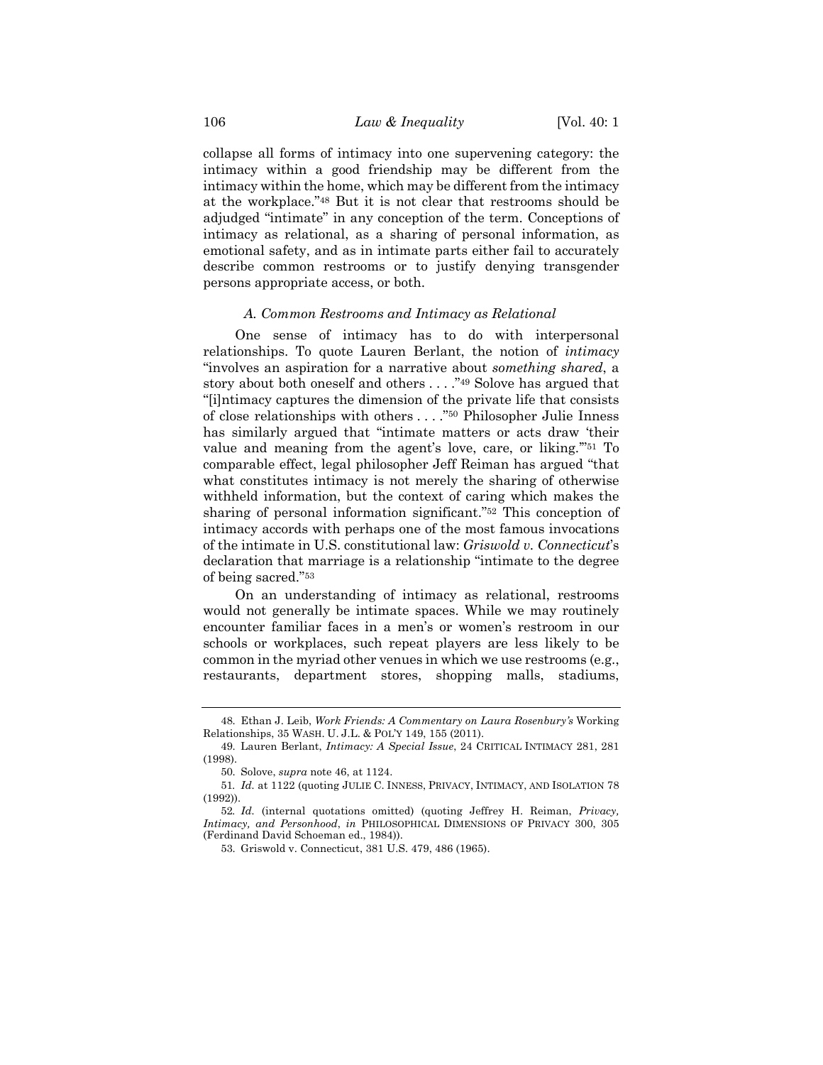collapse all forms of intimacy into one supervening category: the intimacy within a good friendship may be different from the intimacy within the home, which may be different from the intimacy at the workplace."[48] But it is not clear that restrooms should be adjudged "intimate" in any conception of the term. Conceptions of intimacy as relational, as a sharing of personal information, as emotional safety, and as in intimate parts either fail to accurately describe common restrooms or to justify denying transgender persons appropriate access, or both.

### *A. Common Restrooms and Intimacy as Relational*

One sense of intimacy has to do with interpersonal relationships. To quote Lauren Berlant, the notion of *intimacy* "involves an aspiration for a narrative about *something shared*, a story about both oneself and others . . . ."[49] Solove has argued that "[i]ntimacy captures the dimension of the private life that consists of close relationships with others . . . ."[50] Philosopher Julie Inness has similarly argued that "intimate matters or acts draw 'their value and meaning from the agent's love, care, or liking.'"[51] To comparable effect, legal philosopher Jeff Reiman has argued "that what constitutes intimacy is not merely the sharing of otherwise withheld information, but the context of caring which makes the sharing of personal information significant."[52] This conception of intimacy accords with perhaps one of the most famous invocations of the intimate in U.S. constitutional law: *Griswold v. Connecticut*'s declaration that marriage is a relationship "intimate to the degree of being sacred."[53]

On an understanding of intimacy as relational, restrooms would not generally be intimate spaces. While we may routinely encounter familiar faces in a men's or women's restroom in our schools or workplaces, such repeat players are less likely to be common in the myriad other venues in which we use restrooms (e.g., restaurants, department stores, shopping malls, stadiums,

---

48. Ethan J. Leib, *Work Friends: A Commentary on Laura Rosenbury's* Working Relationships, 35 WASH. U. J.L. & POL'Y 149, 155 (2011).

49. Lauren Berlant, *Intimacy: A Special Issue*, 24 CRITICAL INTIMACY 281, 281 (1998).

50. Solove, *supra* note 46, at 1124.

51. *Id.* at 1122 (quoting JULIE C. INNESS, PRIVACY, INTIMACY, AND ISOLATION 78 (1992)).

52. *Id.* (internal quotations omitted) (quoting Jeffrey H. Reiman, *Privacy, Intimacy, and Personhood*, *in* PHILOSOPHICAL DIMENSIONS OF PRIVACY 300, 305 (Ferdinand David Schoeman ed., 1984)).

53. Griswold v. Connecticut, 381 U.S. 479, 486 (1965).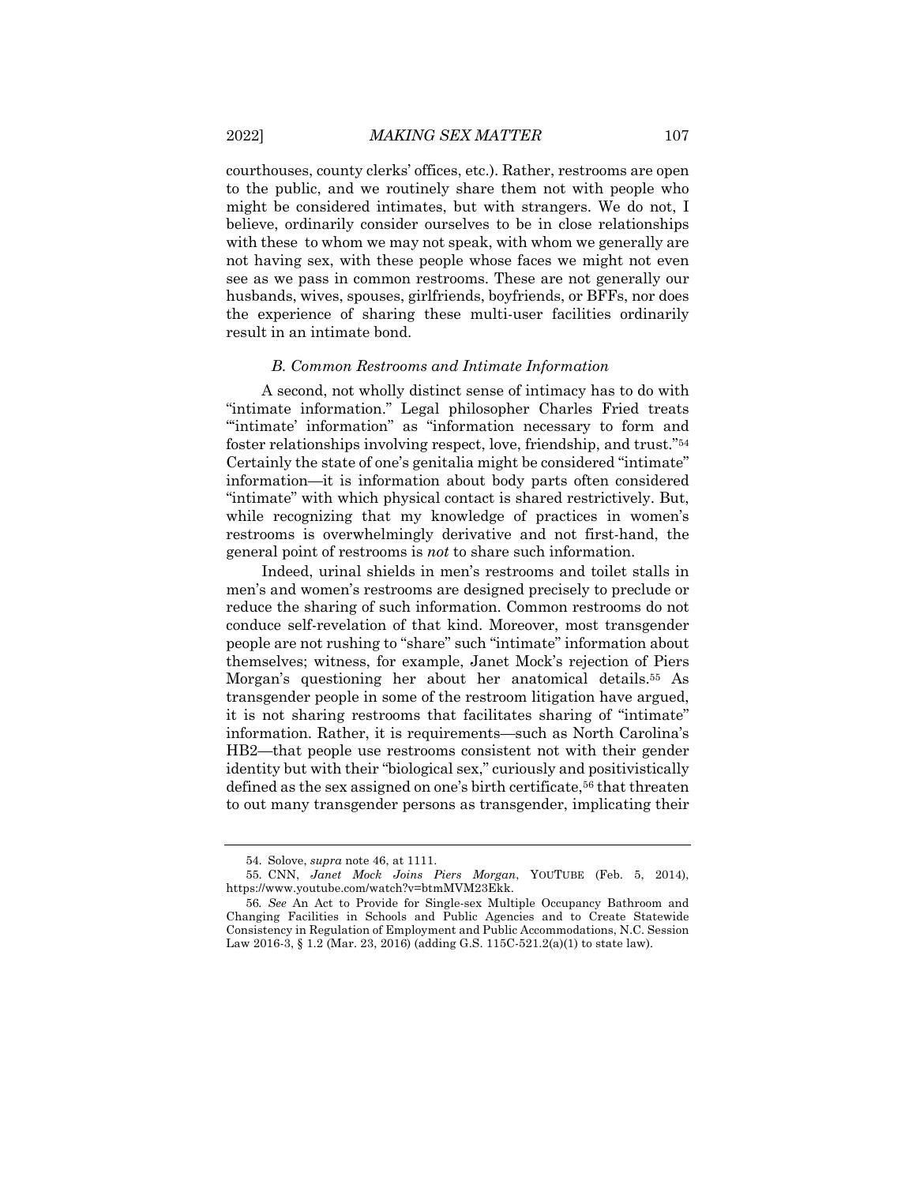courthouses, county clerks' offices, etc.). Rather, restrooms are open to the public, and we routinely share them not with people who might be considered intimates, but with strangers. We do not, I believe, ordinarily consider ourselves to be in close relationships with these to whom we may not speak, with whom we generally are not having sex, with these people whose faces we might not even see as we pass in common restrooms. These are not generally our husbands, wives, spouses, girlfriends, boyfriends, or BFFs, nor does the experience of sharing these multi-user facilities ordinarily result in an intimate bond.

### *B. Common Restrooms and Intimate Information*

A second, not wholly distinct sense of intimacy has to do with "intimate information." Legal philosopher Charles Fried treats "'intimate' information" as "information necessary to form and foster relationships involving respect, love, friendship, and trust."[54] Certainly the state of one's genitalia might be considered "intimate" information—it is information about body parts often considered "intimate" with which physical contact is shared restrictively. But, while recognizing that my knowledge of practices in women's restrooms is overwhelmingly derivative and not first-hand, the general point of restrooms is *not* to share such information.

Indeed, urinal shields in men's restrooms and toilet stalls in men's and women's restrooms are designed precisely to preclude or reduce the sharing of such information. Common restrooms do not conduce self-revelation of that kind. Moreover, most transgender people are not rushing to "share" such "intimate" information about themselves; witness, for example, Janet Mock's rejection of Piers Morgan's questioning her about her anatomical details.[55] As transgender people in some of the restroom litigation have argued, it is not sharing restrooms that facilitates sharing of "intimate" information. Rather, it is requirements—such as North Carolina's HB2—that people use restrooms consistent not with their gender identity but with their "biological sex," curiously and positivistically defined as the sex assigned on one's birth certificate,[56] that threaten to out many transgender persons as transgender, implicating their

---

54. Solove, *supra* note 46, at 1111.

55. CNN, *Janet Mock Joins Piers Morgan*, YOUTUBE (Feb. 5, 2014), https://www.youtube.com/watch?v=btmMVM23Ekk.

56. *See* An Act to Provide for Single-sex Multiple Occupancy Bathroom and Changing Facilities in Schools and Public Agencies and to Create Statewide Consistency in Regulation of Employment and Public Accommodations, N.C. Session Law 2016-3, § 1.2 (Mar. 23, 2016) (adding G.S. 115C-521.2(a)(1) to state law).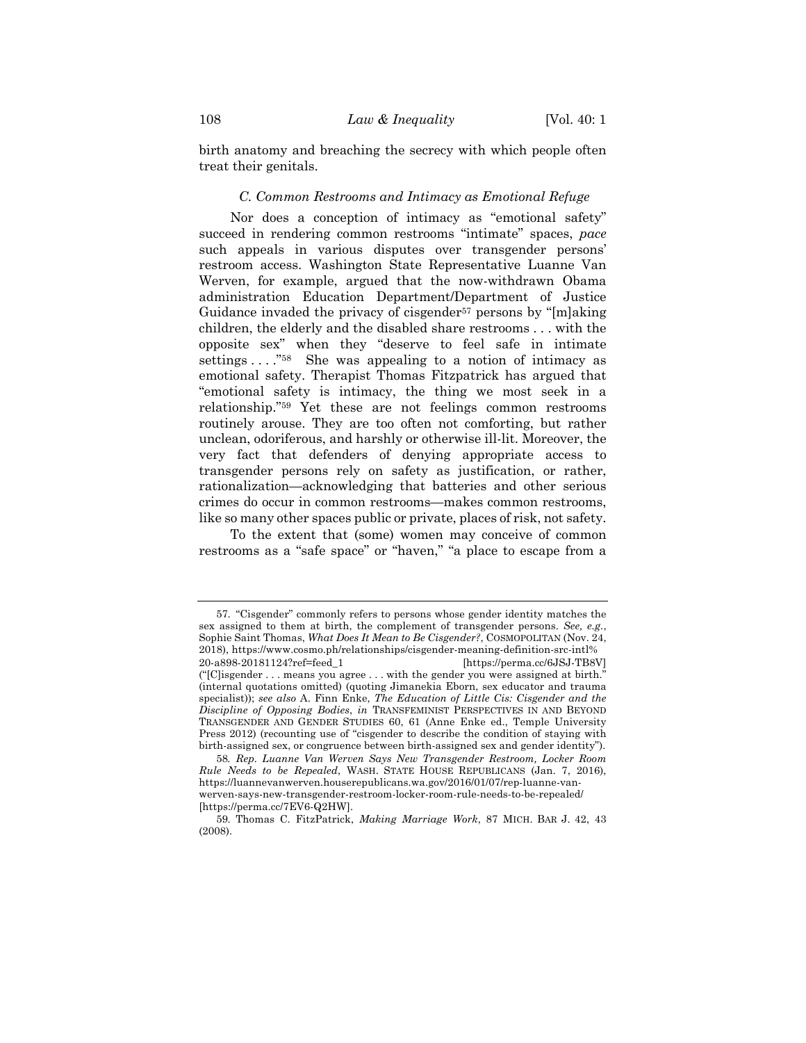birth anatomy and breaching the secrecy with which people often treat their genitals.

### *C. Common Restrooms and Intimacy as Emotional Refuge*

Nor does a conception of intimacy as "emotional safety" succeed in rendering common restrooms "intimate" spaces, *pace* such appeals in various disputes over transgender persons' restroom access. Washington State Representative Luanne Van Werven, for example, argued that the now-withdrawn Obama administration Education Department/Department of Justice Guidance invaded the privacy of cisgender[57] persons by "[m]aking children, the elderly and the disabled share restrooms . . . with the opposite sex" when they "deserve to feel safe in intimate settings . . . ."[58] She was appealing to a notion of intimacy as emotional safety. Therapist Thomas Fitzpatrick has argued that "emotional safety is intimacy, the thing we most seek in a relationship."[59] Yet these are not feelings common restrooms routinely arouse. They are too often not comforting, but rather unclean, odoriferous, and harshly or otherwise ill-lit. Moreover, the very fact that defenders of denying appropriate access to transgender persons rely on safety as justification, or rather, rationalization—acknowledging that batteries and other serious crimes do occur in common restrooms—makes common restrooms, like so many other spaces public or private, places of risk, not safety.

To the extent that (some) women may conceive of common restrooms as a "safe space" or "haven," "a place to escape from a

---

57. "Cisgender" commonly refers to persons whose gender identity matches the sex assigned to them at birth, the complement of transgender persons. *See, e.g.*, Sophie Saint Thomas, *What Does It Mean to Be Cisgender?*, COSMOPOLITAN (Nov. 24, 2018), https://www.cosmo.ph/relationships/cisgender-meaning-definition-src-intl%20-a898-20181124?ref=feed_1 [https://perma.cc/6JSJ-TB8V] ("[C]isgender . . . means you agree . . . with the gender you were assigned at birth." (internal quotations omitted) (quoting Jimanekia Eborn, sex educator and trauma specialist)); *see also* A. Finn Enke, *The Education of Little Cis: Cisgender and the Discipline of Opposing Bodies*, *in* TRANSFEMINIST PERSPECTIVES IN AND BEYOND TRANSGENDER AND GENDER STUDIES 60, 61 (Anne Enke ed., Temple University Press 2012) (recounting use of "cisgender to describe the condition of staying with birth-assigned sex, or congruence between birth-assigned sex and gender identity").

58. *Rep. Luanne Van Werven Says New Transgender Restroom, Locker Room Rule Needs to be Repealed*, WASH. STATE HOUSE REPUBLICANS (Jan. 7, 2016), https://luannevanwerven.houserepublicans.wa.gov/2016/01/07/rep-luanne-van-werven-says-new-transgender-restroom-locker-room-rule-needs-to-be-repealed/ [https://perma.cc/7EV6-Q2HW].

59. Thomas C. FitzPatrick, *Making Marriage Work*, 87 MICH. BAR J. 42, 43 (2008).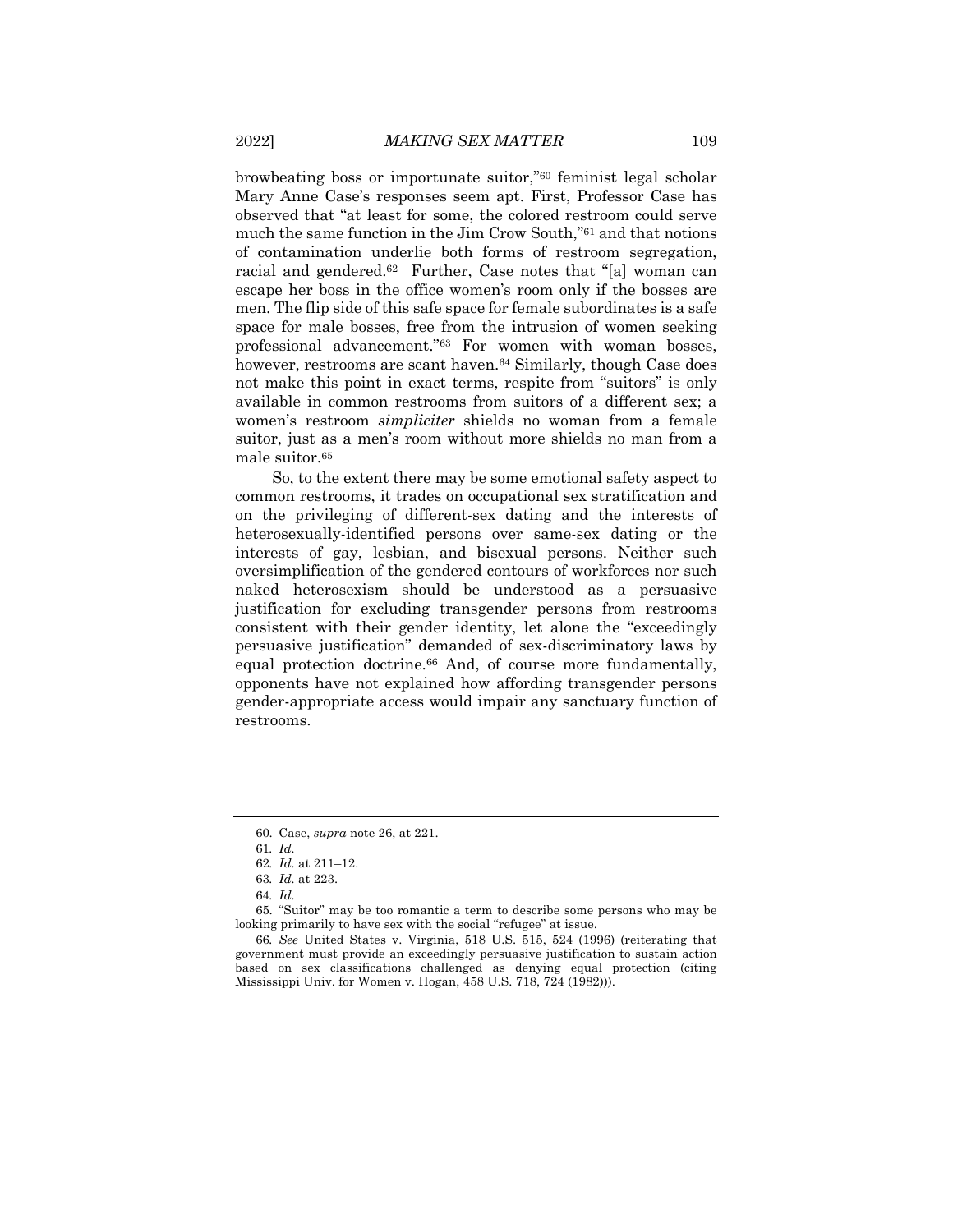browbeating boss or importunate suitor,"[60] feminist legal scholar Mary Anne Case's responses seem apt. First, Professor Case has observed that "at least for some, the colored restroom could serve much the same function in the Jim Crow South,"[61] and that notions of contamination underlie both forms of restroom segregation, racial and gendered.[62] Further, Case notes that "[a] woman can escape her boss in the office women's room only if the bosses are men. The flip side of this safe space for female subordinates is a safe space for male bosses, free from the intrusion of women seeking professional advancement."[63] For women with woman bosses, however, restrooms are scant haven.[64] Similarly, though Case does not make this point in exact terms, respite from "suitors" is only available in common restrooms from suitors of a different sex; a women's restroom *simpliciter* shields no woman from a female suitor, just as a men's room without more shields no man from a male suitor.[65]

So, to the extent there may be some emotional safety aspect to common restrooms, it trades on occupational sex stratification and on the privileging of different-sex dating and the interests of heterosexually-identified persons over same-sex dating or the interests of gay, lesbian, and bisexual persons. Neither such oversimplification of the gendered contours of workforces nor such naked heterosexism should be understood as a persuasive justification for excluding transgender persons from restrooms consistent with their gender identity, let alone the "exceedingly persuasive justification" demanded of sex-discriminatory laws by equal protection doctrine.[66] And, of course more fundamentally, opponents have not explained how affording transgender persons gender-appropriate access would impair any sanctuary function of restrooms.

---

60. Case, *supra* note 26, at 221.

61. *Id.*

62. *Id.* at 211–12.

63. *Id.* at 223.

64. *Id.*

65. "Suitor" may be too romantic a term to describe some persons who may be looking primarily to have sex with the social "refugee" at issue.

66. *See* United States v. Virginia, 518 U.S. 515, 524 (1996) (reiterating that government must provide an exceedingly persuasive justification to sustain action based on sex classifications challenged as denying equal protection (citing Mississippi Univ. for Women v. Hogan, 458 U.S. 718, 724 (1982))).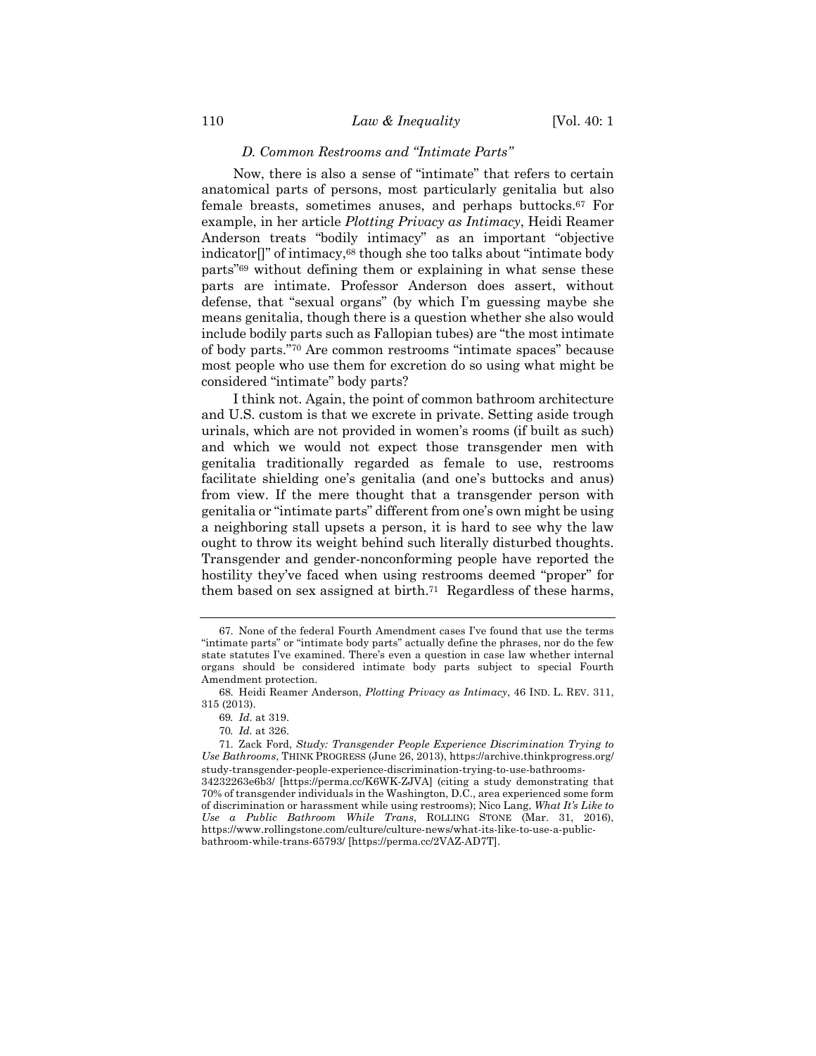### *D. Common Restrooms and "Intimate Parts"*

Now, there is also a sense of "intimate" that refers to certain anatomical parts of persons, most particularly genitalia but also female breasts, sometimes anuses, and perhaps buttocks.[67] For example, in her article *Plotting Privacy as Intimacy*, Heidi Reamer Anderson treats "bodily intimacy" as an important "objective indicator[]" of intimacy,[68] though she too talks about "intimate body parts"[69] without defining them or explaining in what sense these parts are intimate. Professor Anderson does assert, without defense, that "sexual organs" (by which I'm guessing maybe she means genitalia, though there is a question whether she also would include bodily parts such as Fallopian tubes) are "the most intimate of body parts."[70] Are common restrooms "intimate spaces" because most people who use them for excretion do so using what might be considered "intimate" body parts?

I think not. Again, the point of common bathroom architecture and U.S. custom is that we excrete in private. Setting aside trough urinals, which are not provided in women's rooms (if built as such) and which we would not expect those transgender men with genitalia traditionally regarded as female to use, restrooms facilitate shielding one's genitalia (and one's buttocks and anus) from view. If the mere thought that a transgender person with genitalia or "intimate parts" different from one's own might be using a neighboring stall upsets a person, it is hard to see why the law ought to throw its weight behind such literally disturbed thoughts. Transgender and gender-nonconforming people have reported the hostility they've faced when using restrooms deemed "proper" for them based on sex assigned at birth.[71] Regardless of these harms,

---

67. None of the federal Fourth Amendment cases I've found that use the terms "intimate parts" or "intimate body parts" actually define the phrases, nor do the few state statutes I've examined. There's even a question in case law whether internal organs should be considered intimate body parts subject to special Fourth Amendment protection.

68. Heidi Reamer Anderson, *Plotting Privacy as Intimacy*, 46 IND. L. REV. 311, 315 (2013).

69. *Id.* at 319.

70. *Id.* at 326.

71. Zack Ford, *Study: Transgender People Experience Discrimination Trying to Use Bathrooms*, THINK PROGRESS (June 26, 2013), https://archive.thinkprogress.org/study-transgender-people-experience-discrimination-trying-to-use-bathrooms-34232263e6b3/ [https://perma.cc/K6WK-ZJVA] (citing a study demonstrating that 70% of transgender individuals in the Washington, D.C., area experienced some form of discrimination or harassment while using restrooms); Nico Lang, *What It's Like to Use a Public Bathroom While Trans*, ROLLING STONE (Mar. 31, 2016), https://www.rollingstone.com/culture/culture-news/what-its-like-to-use-a-public-bathroom-while-trans-65793/ [https://perma.cc/2VAZ-AD7T].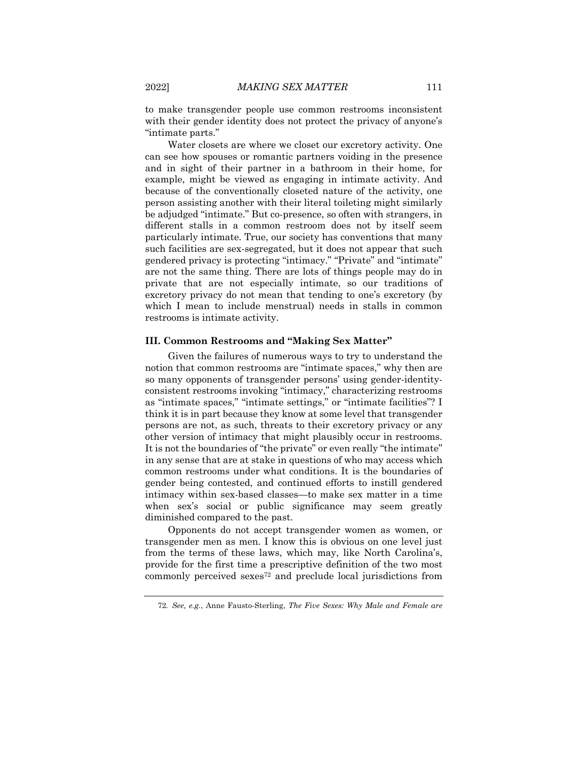to make transgender people use common restrooms inconsistent with their gender identity does not protect the privacy of anyone's "intimate parts."

Water closets are where we closet our excretory activity. One can see how spouses or romantic partners voiding in the presence and in sight of their partner in a bathroom in their home, for example, might be viewed as engaging in intimate activity. And because of the conventionally closeted nature of the activity, one person assisting another with their literal toileting might similarly be adjudged "intimate." But co-presence, so often with strangers, in different stalls in a common restroom does not by itself seem particularly intimate. True, our society has conventions that many such facilities are sex-segregated, but it does not appear that such gendered privacy is protecting "intimacy." "Private" and "intimate" are not the same thing. There are lots of things people may do in private that are not especially intimate, so our traditions of excretory privacy do not mean that tending to one's excretory (by which I mean to include menstrual) needs in stalls in common restrooms is intimate activity.

### III. Common Restrooms and "Making Sex Matter"

Given the failures of numerous ways to try to understand the notion that common restrooms are "intimate spaces," why then are so many opponents of transgender persons' using gender-identity-consistent restrooms invoking "intimacy," characterizing restrooms as "intimate spaces," "intimate settings," or "intimate facilities"? I think it is in part because they know at some level that transgender persons are not, as such, threats to their excretory privacy or any other version of intimacy that might plausibly occur in restrooms. It is not the boundaries of "the private" or even really "the intimate" in any sense that are at stake in questions of who may access which common restrooms under what conditions. It is the boundaries of gender being contested, and continued efforts to instill gendered intimacy within sex-based classes—to make sex matter in a time when sex's social or public significance may seem greatly diminished compared to the past.

Opponents do not accept transgender women as women, or transgender men as men. I know this is obvious on one level just from the terms of these laws, which may, like North Carolina's, provide for the first time a prescriptive definition of the two most commonly perceived sexes[72] and preclude local jurisdictions from

72. *See, e.g.*, Anne Fausto-Sterling, *The Five Sexes: Why Male and Female are*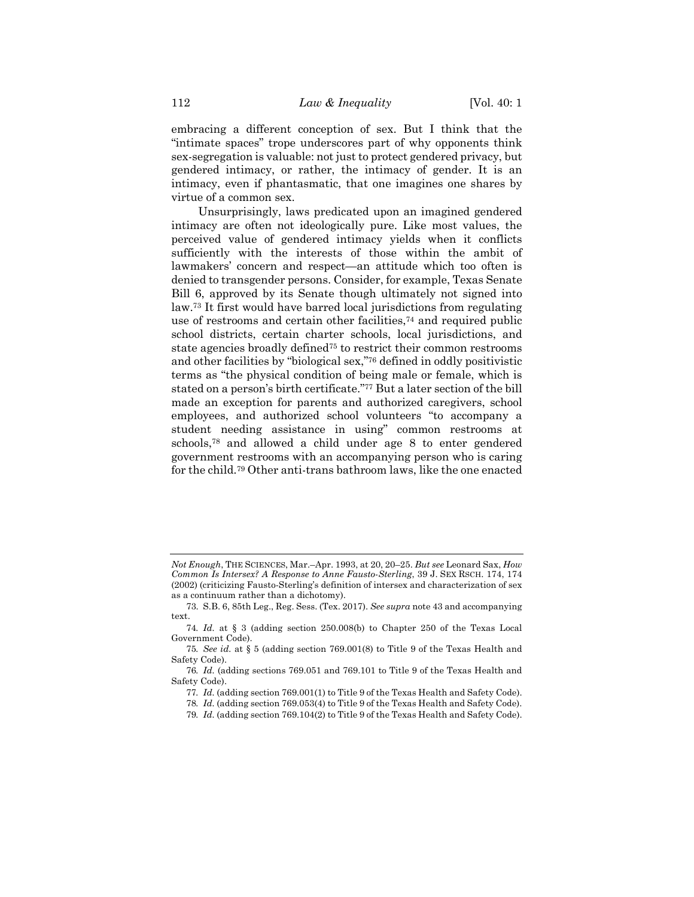embracing a different conception of sex. But I think that the "intimate spaces" trope underscores part of why opponents think sex-segregation is valuable: not just to protect gendered privacy, but gendered intimacy, or rather, the intimacy of gender. It is an intimacy, even if phantasmatic, that one imagines one shares by virtue of a common sex.

Unsurprisingly, laws predicated upon an imagined gendered intimacy are often not ideologically pure. Like most values, the perceived value of gendered intimacy yields when it conflicts sufficiently with the interests of those within the ambit of lawmakers' concern and respect—an attitude which too often is denied to transgender persons. Consider, for example, Texas Senate Bill 6, approved by its Senate though ultimately not signed into law.[73] It first would have barred local jurisdictions from regulating use of restrooms and certain other facilities,[74] and required public school districts, certain charter schools, local jurisdictions, and state agencies broadly defined[75] to restrict their common restrooms and other facilities by "biological sex,"[76] defined in oddly positivistic terms as "the physical condition of being male or female, which is stated on a person's birth certificate."[77] But a later section of the bill made an exception for parents and authorized caregivers, school employees, and authorized school volunteers "to accompany a student needing assistance in using" common restrooms at schools,[78] and allowed a child under age 8 to enter gendered government restrooms with an accompanying person who is caring for the child.[79] Other anti-trans bathroom laws, like the one enacted

---

*Not Enough*, THE SCIENCES, Mar.–Apr. 1993, at 20, 20–25. *But see* Leonard Sax, *How Common Is Intersex? A Response to Anne Fausto-Sterling*, 39 J. SEX RSCH. 174, 174 (2002) (criticizing Fausto-Sterling's definition of intersex and characterization of sex as a continuum rather than a dichotomy).

73. S.B. 6, 85th Leg., Reg. Sess. (Tex. 2017). *See supra* note 43 and accompanying text.

74. *Id.* at § 3 (adding section 250.008(b) to Chapter 250 of the Texas Local Government Code).

75. *See id.* at § 5 (adding section 769.001(8) to Title 9 of the Texas Health and Safety Code).

76. *Id.* (adding sections 769.051 and 769.101 to Title 9 of the Texas Health and Safety Code).

77. *Id.* (adding section 769.001(1) to Title 9 of the Texas Health and Safety Code).

78. *Id.* (adding section 769.053(4) to Title 9 of the Texas Health and Safety Code).

79. *Id.* (adding section 769.104(2) to Title 9 of the Texas Health and Safety Code).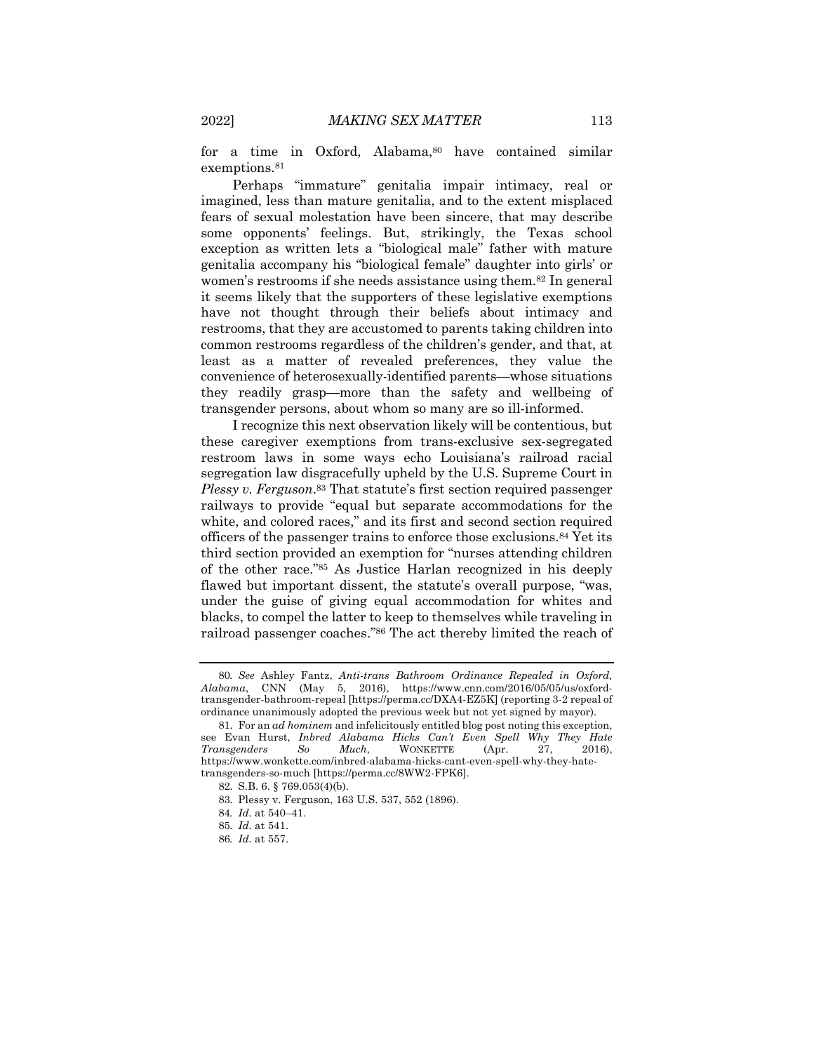for a time in Oxford, Alabama,[80] have contained similar exemptions.[81]

Perhaps "immature" genitalia impair intimacy, real or imagined, less than mature genitalia, and to the extent misplaced fears of sexual molestation have been sincere, that may describe some opponents' feelings. But, strikingly, the Texas school exception as written lets a "biological male" father with mature genitalia accompany his "biological female" daughter into girls' or women's restrooms if she needs assistance using them.[82] In general it seems likely that the supporters of these legislative exemptions have not thought through their beliefs about intimacy and restrooms, that they are accustomed to parents taking children into common restrooms regardless of the children's gender, and that, at least as a matter of revealed preferences, they value the convenience of heterosexually-identified parents—whose situations they readily grasp—more than the safety and wellbeing of transgender persons, about whom so many are so ill-informed.

I recognize this next observation likely will be contentious, but these caregiver exemptions from trans-exclusive sex-segregated restroom laws in some ways echo Louisiana's railroad racial segregation law disgracefully upheld by the U.S. Supreme Court in *Plessy v. Ferguson*.[83] That statute's first section required passenger railways to provide "equal but separate accommodations for the white, and colored races," and its first and second section required officers of the passenger trains to enforce those exclusions.[84] Yet its third section provided an exemption for "nurses attending children of the other race."[85] As Justice Harlan recognized in his deeply flawed but important dissent, the statute's overall purpose, "was, under the guise of giving equal accommodation for whites and blacks, to compel the latter to keep to themselves while traveling in railroad passenger coaches."[86] The act thereby limited the reach of

---

80. *See* Ashley Fantz, *Anti-trans Bathroom Ordinance Repealed in Oxford, Alabama*, CNN (May 5, 2016), https://www.cnn.com/2016/05/05/us/oxford-transgender-bathroom-repeal [https://perma.cc/DXA4-EZ5K] (reporting 3-2 repeal of ordinance unanimously adopted the previous week but not yet signed by mayor).

81. For an *ad hominem* and infelicitously entitled blog post noting this exception, see Evan Hurst, *Inbred Alabama Hicks Can't Even Spell Why They Hate Transgenders So Much*, WONKETTE (Apr. 27, 2016), https://www.wonkette.com/inbred-alabama-hicks-cant-even-spell-why-they-hate-transgenders-so-much [https://perma.cc/8WW2-FPK6].

82. S.B. 6. § 769.053(4)(b).

83. Plessy v. Ferguson, 163 U.S. 537, 552 (1896).

84. *Id.* at 540–41.

85. *Id.* at 541.

86. *Id.* at 557.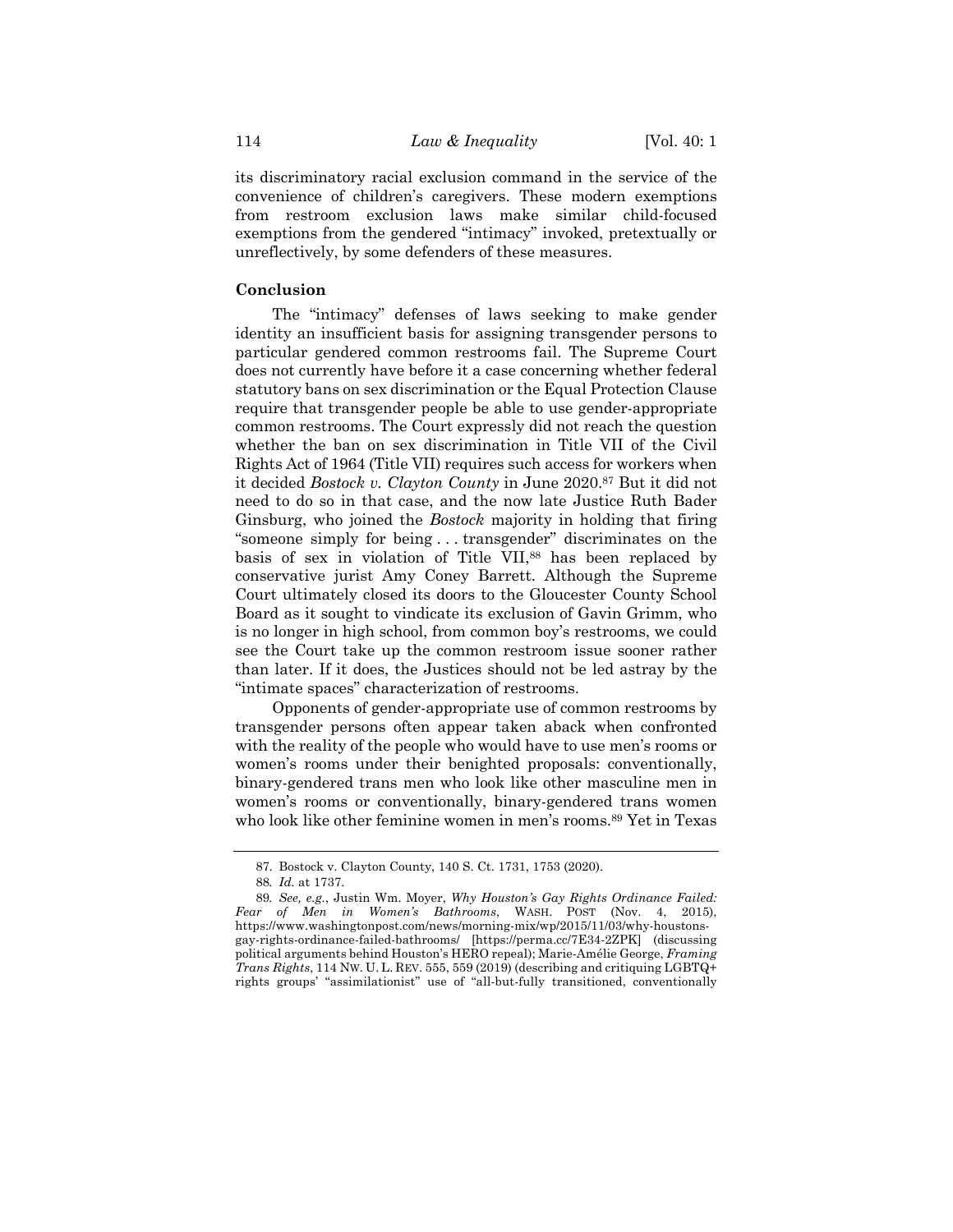its discriminatory racial exclusion command in the service of the convenience of children's caregivers. These modern exemptions from restroom exclusion laws make similar child-focused exemptions from the gendered "intimacy" invoked, pretextually or unreflectively, by some defenders of these measures.

## Conclusion

The "intimacy" defenses of laws seeking to make gender identity an insufficient basis for assigning transgender persons to particular gendered common restrooms fail. The Supreme Court does not currently have before it a case concerning whether federal statutory bans on sex discrimination or the Equal Protection Clause require that transgender people be able to use gender-appropriate common restrooms. The Court expressly did not reach the question whether the ban on sex discrimination in Title VII of the Civil Rights Act of 1964 (Title VII) requires such access for workers when it decided *Bostock v. Clayton County* in June 2020.[87] But it did not need to do so in that case, and the now late Justice Ruth Bader Ginsburg, who joined the *Bostock* majority in holding that firing "someone simply for being . . . transgender" discriminates on the basis of sex in violation of Title VII,[88] has been replaced by conservative jurist Amy Coney Barrett. Although the Supreme Court ultimately closed its doors to the Gloucester County School Board as it sought to vindicate its exclusion of Gavin Grimm, who is no longer in high school, from common boy's restrooms, we could see the Court take up the common restroom issue sooner rather than later. If it does, the Justices should not be led astray by the "intimate spaces" characterization of restrooms.

Opponents of gender-appropriate use of common restrooms by transgender persons often appear taken aback when confronted with the reality of the people who would have to use men's rooms or women's rooms under their benighted proposals: conventionally, binary-gendered trans men who look like other masculine men in women's rooms or conventionally, binary-gendered trans women who look like other feminine women in men's rooms.[89] Yet in Texas

---

87. Bostock v. Clayton County, 140 S. Ct. 1731, 1753 (2020).

88. *Id.* at 1737.

89. *See, e.g.*, Justin Wm. Moyer, *Why Houston's Gay Rights Ordinance Failed: Fear of Men in Women's Bathrooms*, WASH. POST (Nov. 4, 2015), https://www.washingtonpost.com/news/morning-mix/wp/2015/11/03/why-houstons-gay-rights-ordinance-failed-bathrooms/ [https://perma.cc/7E34-2ZPK] (discussing political arguments behind Houston's HERO repeal); Marie-Amélie George, *Framing Trans Rights*, 114 NW. U. L. REV. 555, 559 (2019) (describing and critiquing LGBTQ+ rights groups' "assimilationist" use of "all-but-fully transitioned, conventionally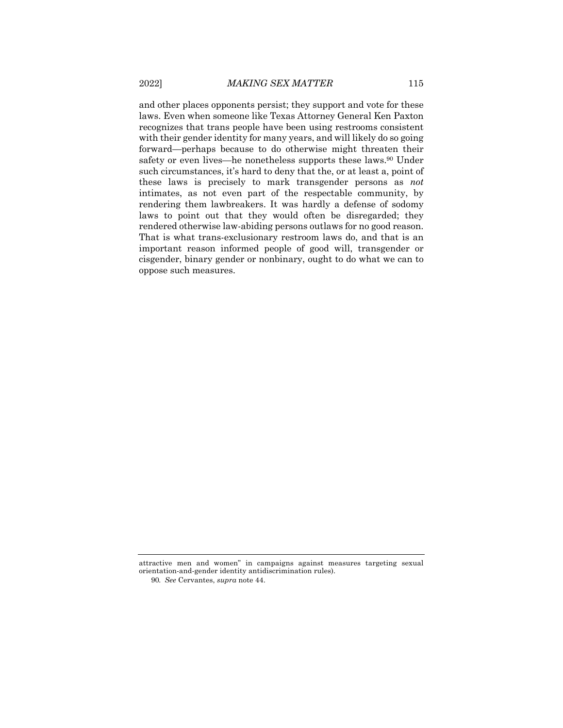and other places opponents persist; they support and vote for these laws. Even when someone like Texas Attorney General Ken Paxton recognizes that trans people have been using restrooms consistent with their gender identity for many years, and will likely do so going forward—perhaps because to do otherwise might threaten their safety or even lives—he nonetheless supports these laws.[90] Under such circumstances, it's hard to deny that the, or at least a, point of these laws is precisely to mark transgender persons as *not* intimates, as not even part of the respectable community, by rendering them lawbreakers. It was hardly a defense of sodomy laws to point out that they would often be disregarded; they rendered otherwise law-abiding persons outlaws for no good reason. That is what trans-exclusionary restroom laws do, and that is an important reason informed people of good will, transgender or cisgender, binary gender or nonbinary, ought to do what we can to oppose such measures.

---

attractive men and women" in campaigns against measures targeting sexual orientation-and-gender identity antidiscrimination rules).

90. *See* Cervantes, *supra* note 44.